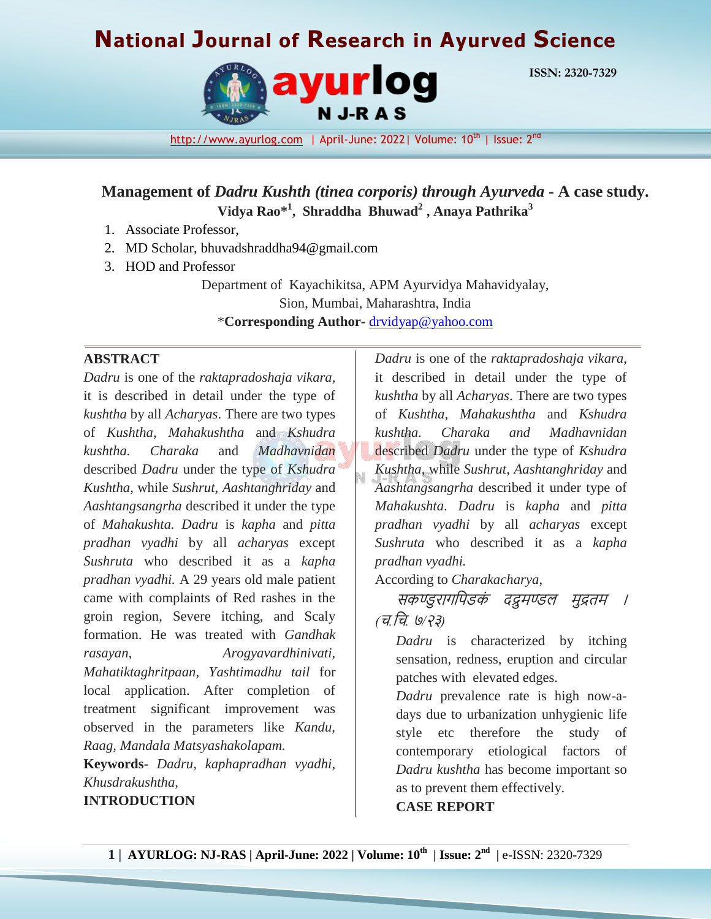# Management of *Dadru Kushth (tinea corporis) through Ayurveda* - A case study.

**Vidya Rao*[1], Shraddha Bhuwad[2], Anaya Pathrika[3]**

1. Associate Professor,
2. MD Scholar, bhuvadshraddha94@gmail.com
3. HOD and Professor

Department of Kayachikitsa, APM Ayurvidya Mahavidyalay, Sion, Mumbai, Maharashtra, India

*__Corresponding Author-__ drvidyap@yahoo.com

## ABSTRACT

*Dadru* is one of the *raktapradoshaja vikara,* it is described in detail under the type of *kushtha* by all *Acharyas*. There are two types of *Kushtha, Mahakushtha* and *Kshudra kushtha. Charaka* and *Madhavnidan* described *Dadru* under the type of *Kshudra Kushtha*, while *Sushrut*, *Aashtanghriday* and *Aashtangsangrha* described it under the type of *Mahakushta. Dadru* is *kapha* and *pitta pradhan vyadhi* by all *acharyas* except *Sushruta* who described it as a *kapha pradhan vyadhi.* A 29 years old male patient came with complaints of Red rashes in the groin region, Severe itching, and Scaly formation. He was treated with *Gandhak rasayan, Arogyavardhinivati, Mahatiktaghritpaan, Yashtimadhu tail* for local application. After completion of treatment significant improvement was observed in the parameters like *Kandu, Raag, Mandala Matsyashakolapam.*

**Keywords**- *Dadru, kaphapradhan vyadhi, Khusdrakushtha,*

## INTRODUCTION

*Dadru* is one of the *raktapradoshaja vikara*, it described in detail under the type of *kushtha* by all *Acharyas*. There are two types of *Kushtha, Mahakushtha* and *Kshudra kushtha. Charaka and Madhavnidan* described *Dadru* under the type of *Kshudra Kushtha*, while *Sushrut*, *Aashtanghriday* and *Aashtangsangrha* described it under type of *Mahakushta*. *Dadru* is *kapha* and *pitta pradhan vyadhi* by all *acharyas* except *Sushruta* who described it as a *kapha pradhan vyadhi.*

According to *Charakacharya*,

*सकण्डुरागपिडकं दद्रुमण्डल मुद्रतम । (च.चि. ७/२३)*

*Dadru* is characterized by itching sensation, redness, eruption and circular patches with elevated edges.

*Dadru* prevalence rate is high now-a-days due to urbanization unhygienic life style etc therefore the study of contemporary etiological factors of *Dadru kushtha* has become important so as to prevent them effectively.

## CASE REPORT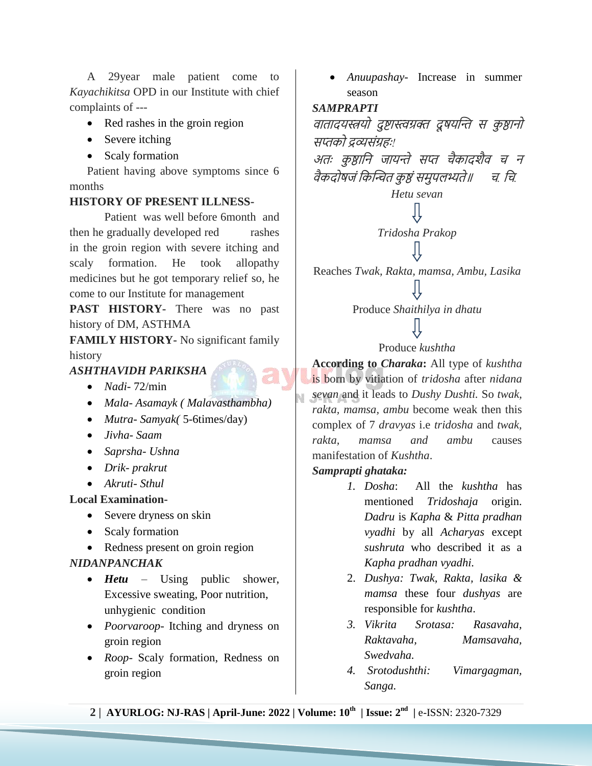A 29year male patient come to *Kayachikitsa* OPD in our Institute with chief complaints of ---

- Red rashes in the groin region
- Severe itching
- Scaly formation

Patient having above symptoms since 6 months

**HISTORY OF PRESENT ILLNESS-**

Patient was well before 6month and then he gradually developed red rashes in the groin region with severe itching and scaly formation. He took allopathy medicines but he got temporary relief so, he come to our Institute for management

**PAST HISTORY-** There was no past history of DM, ASTHMA

**FAMILY HISTORY-** No significant family history

***ASHTHAVIDH PARIKSHA***

- *Nadi-* 72/min
- *Mala- Asamayk ( Malavasthambha)*
- *Mutra- Samyak(* 5-6times/day)
- *Jivha- Saam*
- *Saprsha- Ushna*
- *Drik- prakrut*
- *Akruti- Sthul*

**Local Examination-**

- Severe dryness on skin
- Scaly formation
- Redness present on groin region

***NIDANPANCHAK***

- ***Hetu*** – Using public shower, Excessive sweating, Poor nutrition, unhygienic condition
- *Poorvaroop-* Itching and dryness on groin region
- *Roop-* Scaly formation, Redness on groin region
- *Anuupashay-* Increase in summer season

***SAMPRAPTI***

*वातादयस्त्रयो दुष्टास्त्वग्रक्त दूषयन्ति स कुष्ठानो सप्तको द्रव्यसंग्रहः!*

*अतः कुष्ठानि जायन्ते सप्त चैकादशैव च न वैकदोषजं किन्चित कुष्ठं समुपलभ्यते॥ च. चि.*

*Hetu sevan*

⇩

*Tridosha Prakop*

⇩

Reaches *Twak, Rakta, mamsa, Ambu, Lasika*

⇩

Produce *Shaithilya in dhatu*

⇩

Produce *kushtha*

**According to *Charaka*:** All type of *kushtha* is born by vitiation of *tridosha* after *nidana sevan* and it leads to *Dushy Dushti.* So *twak, rakta, mamsa, ambu* become weak then this complex of 7 *dravyas* i.e *tridosha* and *twak, rakta, mamsa and ambu* causes manifestation of *Kushtha*.

***Samprapti ghataka:***

1. *Dosha*: All the *kushtha* has mentioned *Tridoshaja* origin. *Dadru* is *Kapha* & *Pitta pradhan vyadhi* by all *Acharyas* except *sushruta* who described it as a *Kapha pradhan vyadhi.*
2. *Dushya: Twak, Rakta, lasika & mamsa* these four *dushyas* are responsible for *kushtha*.
3. *Vikrita Srotasa: Rasavaha, Raktavaha, Mamsavaha, Swedvaha.*
4. *Srotodushthi: Vimargagman, Sanga.*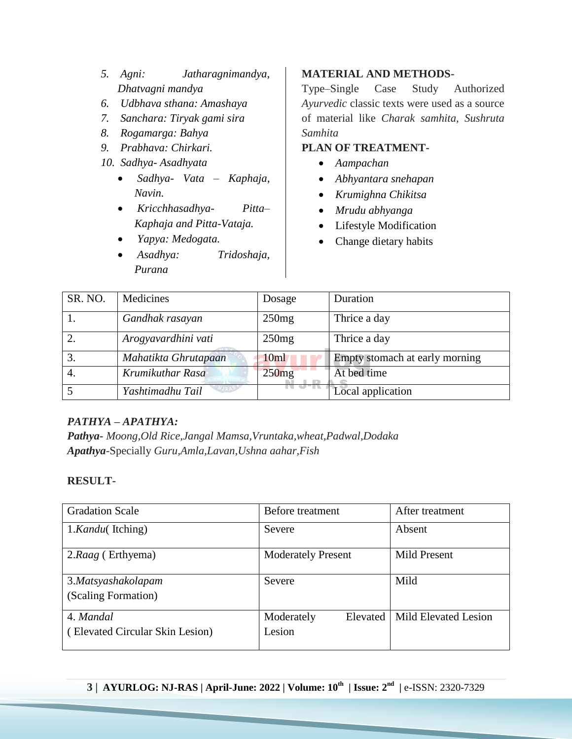5. *Agni: Jatharagnimandya, Dhatvagni mandya*
6. *Udbhava sthana: Amashaya*
7. *Sanchara: Tiryak gami sira*
8. *Rogamarga: Bahya*
9. *Prabhava: Chirkari.*
10. *Sadhya- Asadhyata*
    - *Sadhya- Vata – Kaphaja, Navin.*
    - *Kricchhasadhya- Pitta–Kaphaja and Pitta-Vataja.*
    - *Yapya: Medogata.*
    - *Asadhya: Tridoshaja, Purana*

**MATERIAL AND METHODS-**

Type–Single Case Study Authorized *Ayurvedic* classic texts were used as a source of material like *Charak samhita*, *Sushruta Samhita*

**PLAN OF TREATMENT-**

- *Aampachan*
- *Abhyantara snehapan*
- *Krumighna Chikitsa*
- *Mrudu abhyanga*
- Lifestyle Modification
- Change dietary habits

| SR. NO. | Medicines | Dosage | Duration |
|---|---|---|---|
| 1. | *Gandhak rasayan* | 250mg | Thrice a day |
| 2. | *Arogyavardhini vati* | 250mg | Thrice a day |
| 3. | *Mahatikta Ghrutapaan* | 10ml | Empty stomach at early morning |
| 4. | *Krumikuthar Rasa* | 250mg | At bed time |
| 5 | *Yashtimadhu Tail* | | Local application |

***PATHYA – APATHYA:***

***Pathya-*** *Moong,Old Rice,Jangal Mamsa,Vruntaka,wheat,Padwal,Dodaka*

***Apathya*****-**Specially *Guru,Amla,Lavan,Ushna aahar,Fish*

**RESULT-**

| Gradation Scale | Before treatment | After treatment |
|---|---|---|
| 1.*Kandu*( Itching) | Severe | Absent |
| 2.*Raag* ( Erthyema) | Moderately Present | Mild Present |
| 3.*Matsyashakolapam* (Scaling Formation) | Severe | Mild |
| 4. *Mandal* ( Elevated Circular Skin Lesion) | Moderately Elevated Lesion | Mild Elevated Lesion |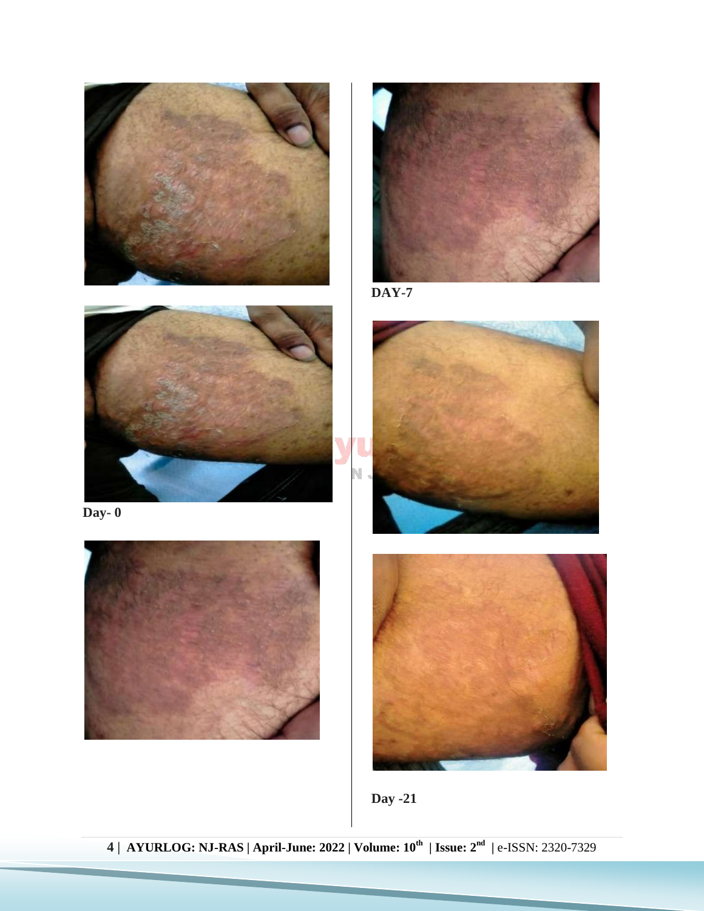Day- 0

DAY-7

Day -21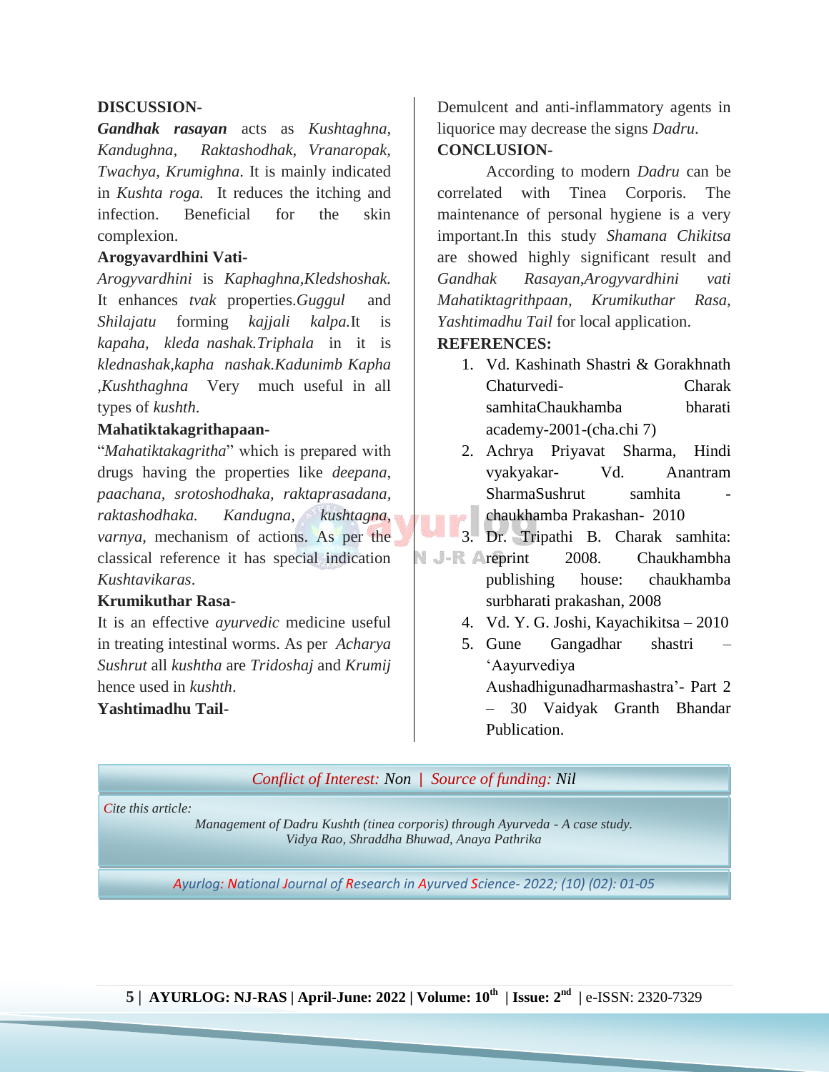**DISCUSSION-**

***Gandhak rasayan*** acts as *Kushtaghna, Kandughna, Raktashodhak, Vranaropak, Twachya, Krumighna*. It is mainly indicated in *Kushta roga.* It reduces the itching and infection. Beneficial for the skin complexion.

**Arogyavardhini Vati-**

*Arogyvardhini* is *Kaphaghna,Kledshoshak.* It enhances *tvak* properties.*Guggul* and *Shilajatu* forming *kajjali kalpa.*It is *kapaha, kleda nashak.Triphala* in it is *klednashak,kapha nashak.Kadunimb Kapha ,Kushthaghna* Very much useful in all types of *kushth.*

**Mahatiktakagrithapaan-**

"*Mahatiktakagritha*" which is prepared with drugs having the properties like *deepana, paachana, srotoshodhaka, raktaprasadana, raktashodhaka. Kandugna, kushtagna, varnya*, mechanism of actions. As per the classical reference it has special indication *Kushtavikaras*.

**Krumikuthar Rasa-**

It is an effective *ayurvedic* medicine useful in treating intestinal worms. As per *Acharya Sushrut* all *kushtha* are *Tridoshaj* and *Krumij* hence used in *kushth*.

**Yashtimadhu Tail-**

Demulcent and anti-inflammatory agents in liquorice may decrease the signs *Dadru*.

**CONCLUSION-**

According to modern *Dadru* can be correlated with Tinea Corporis. The maintenance of personal hygiene is a very important.In this study *Shamana Chikitsa* are showed highly significant result and *Gandhak Rasayan,Arogyvardhini vati Mahatiktagrithpaan, Krumikuthar Rasa, Yashtimadhu Tail* for local application.

**REFERENCES:**

1. Vd. Kashinath Shastri & Gorakhnath Chaturvedi- Charak samhitaChaukhamba bharati academy-2001-(cha.chi 7)
2. Achrya Priyavat Sharma, Hindi vyakyakar- Vd. Anantram SharmaSushrut samhita - chaukhamba Prakashan- 2010
3. Dr. Tripathi B. Charak samhita: reprint 2008. Chaukhambha publishing house: chaukhamba surbharati prakashan, 2008
4. Vd. Y. G. Joshi, Kayachikitsa – 2010
5. Gune Gangadhar shastri – 'Aayurvediya Aushadhigunadharmashastra'- Part 2 – 30 Vaidyak Granth Bhandar Publication.

*Conflict of Interest: Non* | *Source of funding: Nil*

*Cite this article:*

*Management of Dadru Kushth (tinea corporis) through Ayurveda - A case study.*
*Vidya Rao, Shraddha Bhuwad, Anaya Pathrika*

*Ayurlog: National Journal of Research in Ayurved Science- 2022; (10) (02): 01-05*